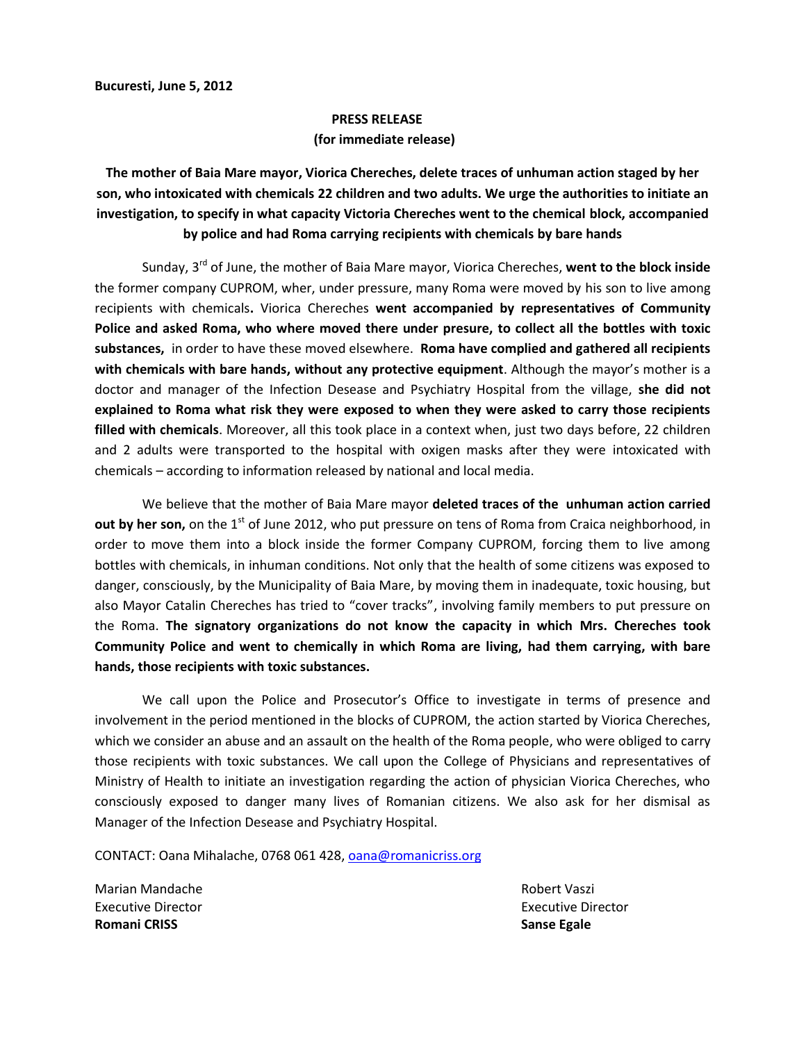**Bucuresti, June 5, 2012**

**PRESS RELEASE**
**(for immediate release)**

**The mother of Baia Mare mayor, Viorica Chereches, delete traces of unhuman action staged by her son, who intoxicated with chemicals 22 children and two adults. We urge the authorities to initiate an investigation, to specify in what capacity Victoria Chereches went to the chemical block, accompanied by police and had Roma carrying recipients with chemicals by bare hands**

Sunday, 3rd of June, the mother of Baia Mare mayor, Viorica Chereches, **went to the block inside** the former company CUPROM, wher, under pressure, many Roma were moved by his son to live among recipients with chemicals**.** Viorica Chereches **went accompanied by representatives of Community Police and asked Roma, who where moved there under presure, to collect all the bottles with toxic substances,** in order to have these moved elsewhere. **Roma have complied and gathered all recipients with chemicals with bare hands, without any protective equipment**. Although the mayor's mother is a doctor and manager of the Infection Desease and Psychiatry Hospital from the village, **she did not explained to Roma what risk they were exposed to when they were asked to carry those recipients filled with chemicals**. Moreover, all this took place in a context when, just two days before, 22 children and 2 adults were transported to the hospital with oxigen masks after they were intoxicated with chemicals – according to information released by national and local media.

We believe that the mother of Baia Mare mayor **deleted traces of the unhuman action carried out by her son,** on the 1st of June 2012, who put pressure on tens of Roma from Craica neighborhood, in order to move them into a block inside the former Company CUPROM, forcing them to live among bottles with chemicals, in inhuman conditions. Not only that the health of some citizens was exposed to danger, consciously, by the Municipality of Baia Mare, by moving them in inadequate, toxic housing, but also Mayor Catalin Chereches has tried to "cover tracks", involving family members to put pressure on the Roma. **The signatory organizations do not know the capacity in which Mrs. Chereches took Community Police and went to chemically in which Roma are living, had them carrying, with bare hands, those recipients with toxic substances.**

We call upon the Police and Prosecutor's Office to investigate in terms of presence and involvement in the period mentioned in the blocks of CUPROM, the action started by Viorica Chereches, which we consider an abuse and an assault on the health of the Roma people, who were obliged to carry those recipients with toxic substances. We call upon the College of Physicians and representatives of Ministry of Health to initiate an investigation regarding the action of physician Viorica Chereches, who consciously exposed to danger many lives of Romanian citizens. We also ask for her dismisal as Manager of the Infection Desease and Psychiatry Hospital.

CONTACT: Oana Mihalache, 0768 061 428, oana@romanicriss.org

Marian Mandache
Executive Director
**Romani CRISS**

Robert Vaszi
Executive Director
**Sanse Egale**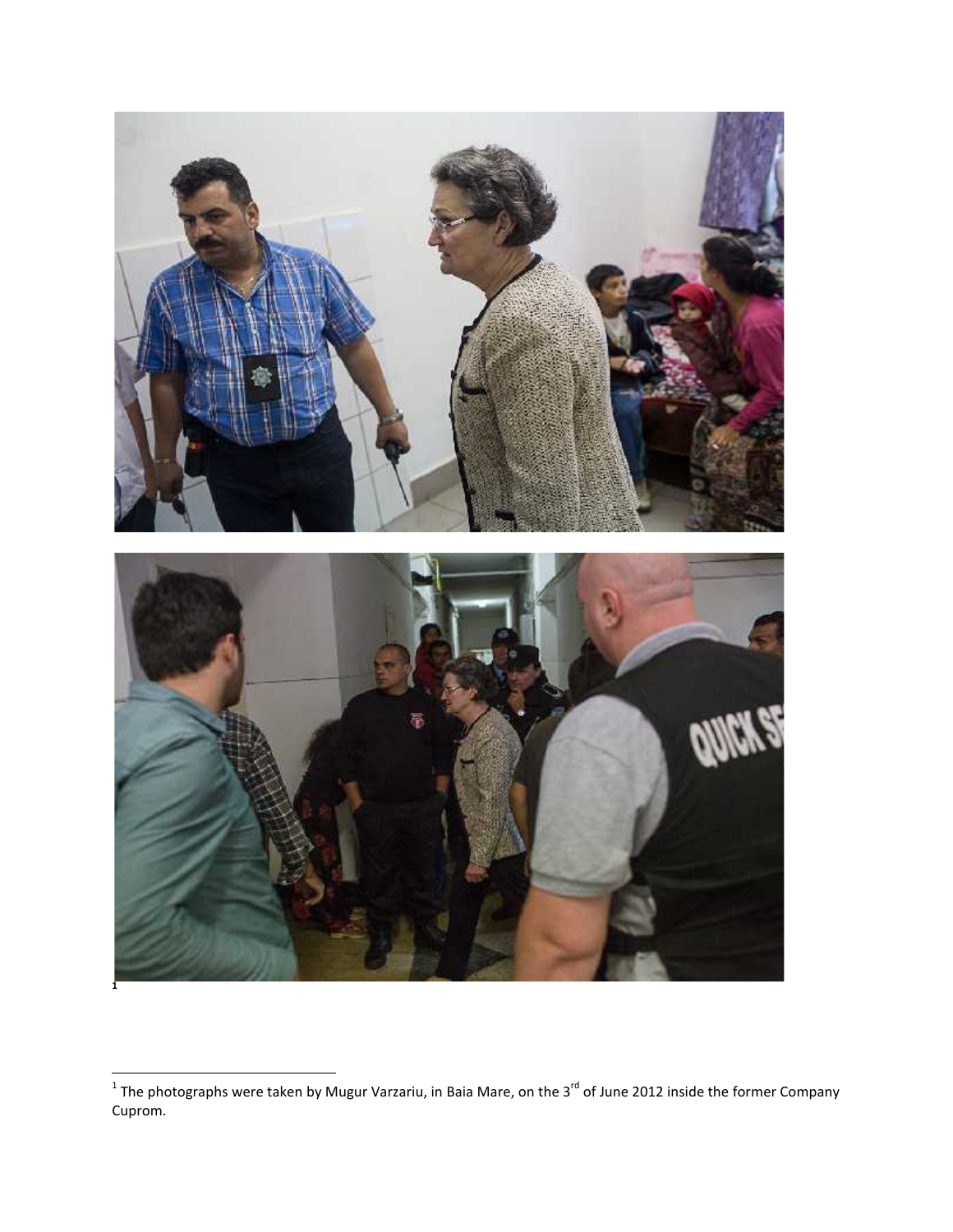[1]

[1] The photographs were taken by Mugur Varzariu, in Baia Mare, on the 3rd of June 2012 inside the former Company Cuprom.